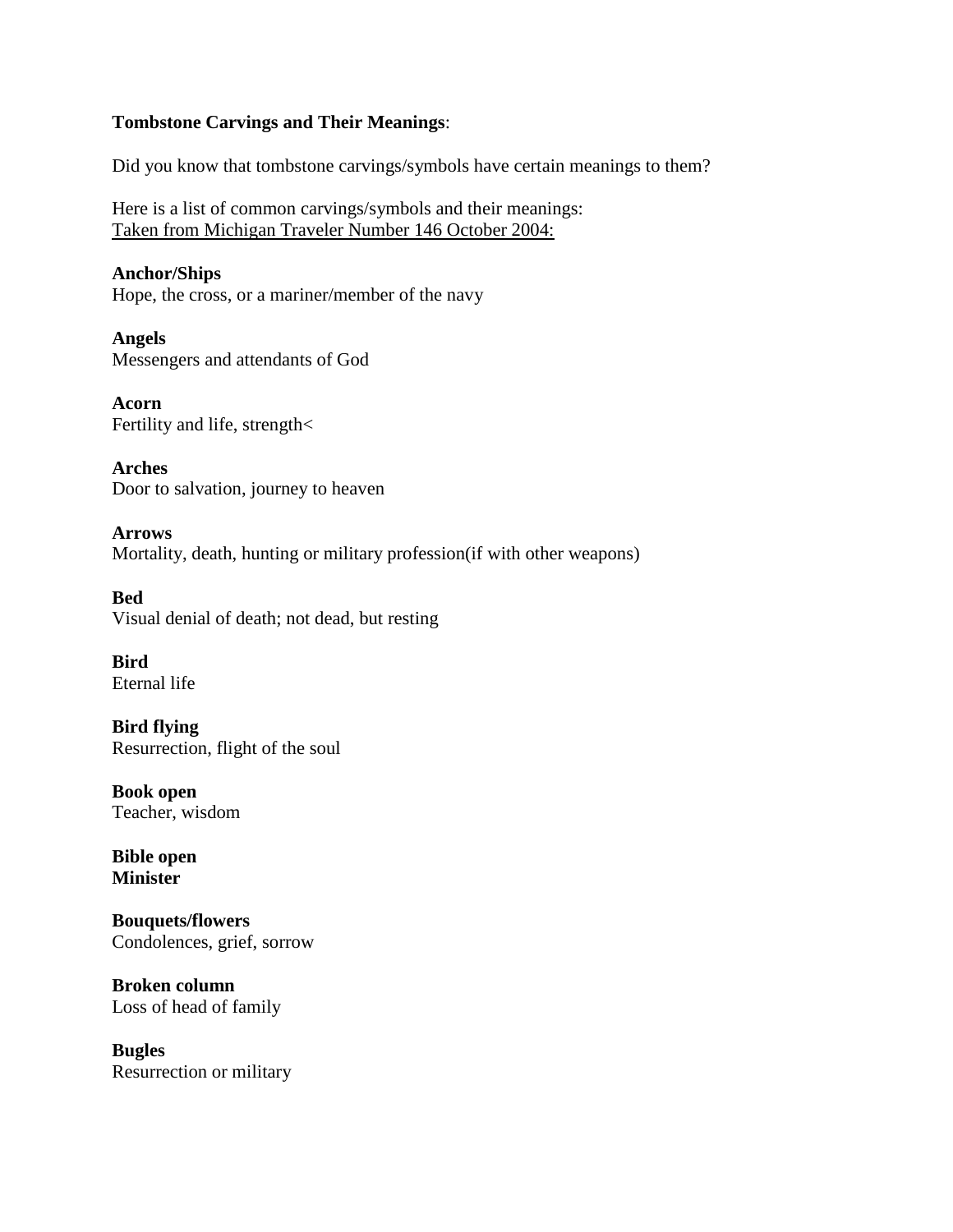**Tombstone Carvings and Their Meanings**:

Did you know that tombstone carvings/symbols have certain meanings to them?

Here is a list of common carvings/symbols and their meanings:
Taken from Michigan Traveler Number 146 October 2004:

**Anchor/Ships**
Hope, the cross, or a mariner/member of the navy

**Angels**
Messengers and attendants of God

**Acorn**
Fertility and life, strength<

**Arches**
Door to salvation, journey to heaven

**Arrows**
Mortality, death, hunting or military profession(if with other weapons)

**Bed**
Visual denial of death; not dead, but resting

**Bird**
Eternal life

**Bird flying**
Resurrection, flight of the soul

**Book open**
Teacher, wisdom

**Bible open**
**Minister**

**Bouquets/flowers**
Condolences, grief, sorrow

**Broken column**
Loss of head of family

**Bugles**
Resurrection or military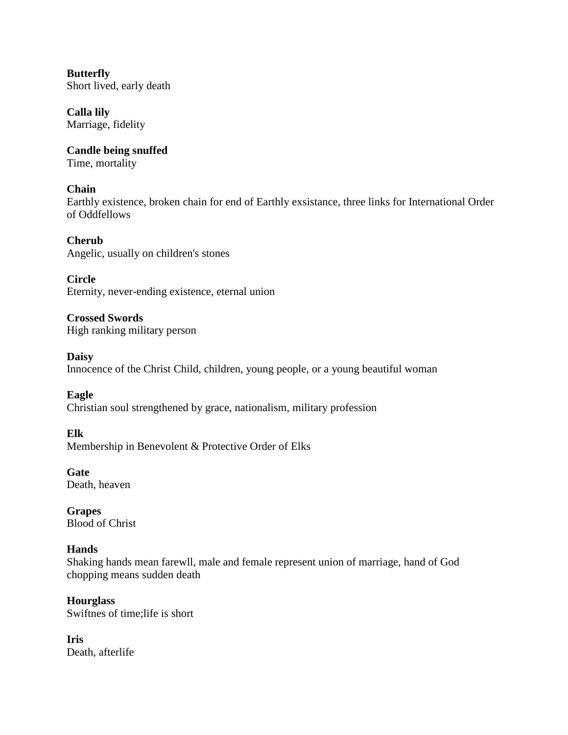**Butterfly**
Short lived, early death

**Calla lily**
Marriage, fidelity

**Candle being snuffed**
Time, mortality

**Chain**
Earthly existence, broken chain for end of Earthly exsistance, three links for International Order of Oddfellows

**Cherub**
Angelic, usually on children's stones

**Circle**
Eternity, never-ending existence, eternal union

**Crossed Swords**
High ranking military person

**Daisy**
Innocence of the Christ Child, children, young people, or a young beautiful woman

**Eagle**
Christian soul strengthened by grace, nationalism, military profession

**Elk**
Membership in Benevolent & Protective Order of Elks

**Gate**
Death, heaven

**Grapes**
Blood of Christ

**Hands**
Shaking hands mean farewll, male and female represent union of marriage, hand of God chopping means sudden death

**Hourglass**
Swiftnes of time;life is short

**Iris**
Death, afterlife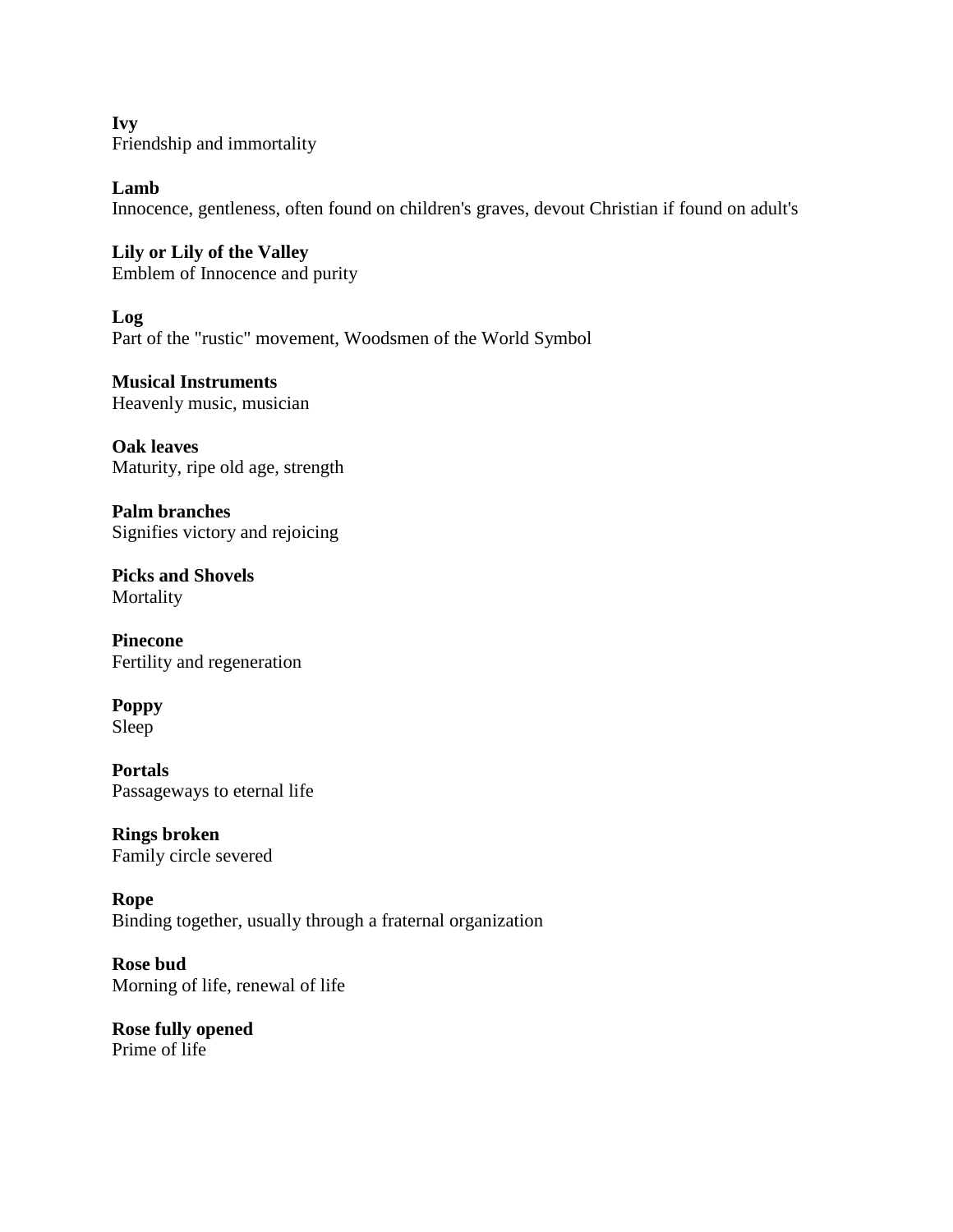**Ivy**
Friendship and immortality

**Lamb**
Innocence, gentleness, often found on children's graves, devout Christian if found on adult's

**Lily or Lily of the Valley**
Emblem of Innocence and purity

**Log**
Part of the "rustic" movement, Woodsmen of the World Symbol

**Musical Instruments**
Heavenly music, musician

**Oak leaves**
Maturity, ripe old age, strength

**Palm branches**
Signifies victory and rejoicing

**Picks and Shovels**
Mortality

**Pinecone**
Fertility and regeneration

**Poppy**
Sleep

**Portals**
Passageways to eternal life

**Rings broken**
Family circle severed

**Rope**
Binding together, usually through a fraternal organization

**Rose bud**
Morning of life, renewal of life

**Rose fully opened**
Prime of life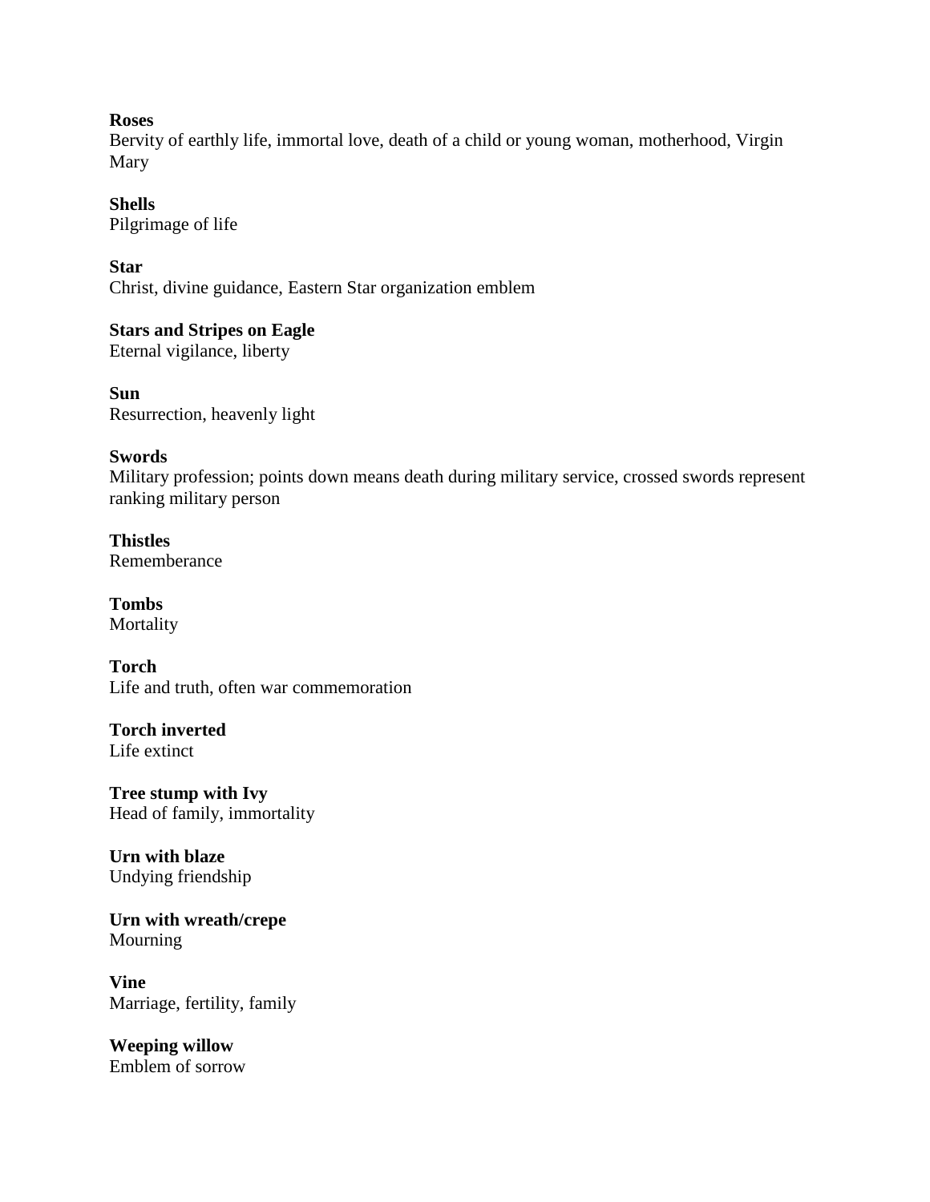**Roses**
Bervity of earthly life, immortal love, death of a child or young woman, motherhood, Virgin Mary

**Shells**
Pilgrimage of life

**Star**
Christ, divine guidance, Eastern Star organization emblem

**Stars and Stripes on Eagle**
Eternal vigilance, liberty

**Sun**
Resurrection, heavenly light

**Swords**
Military profession; points down means death during military service, crossed swords represent ranking military person

**Thistles**
Rememberance

**Tombs**
Mortality

**Torch**
Life and truth, often war commemoration

**Torch inverted**
Life extinct

**Tree stump with Ivy**
Head of family, immortality

**Urn with blaze**
Undying friendship

**Urn with wreath/crepe**
Mourning

**Vine**
Marriage, fertility, family

**Weeping willow**
Emblem of sorrow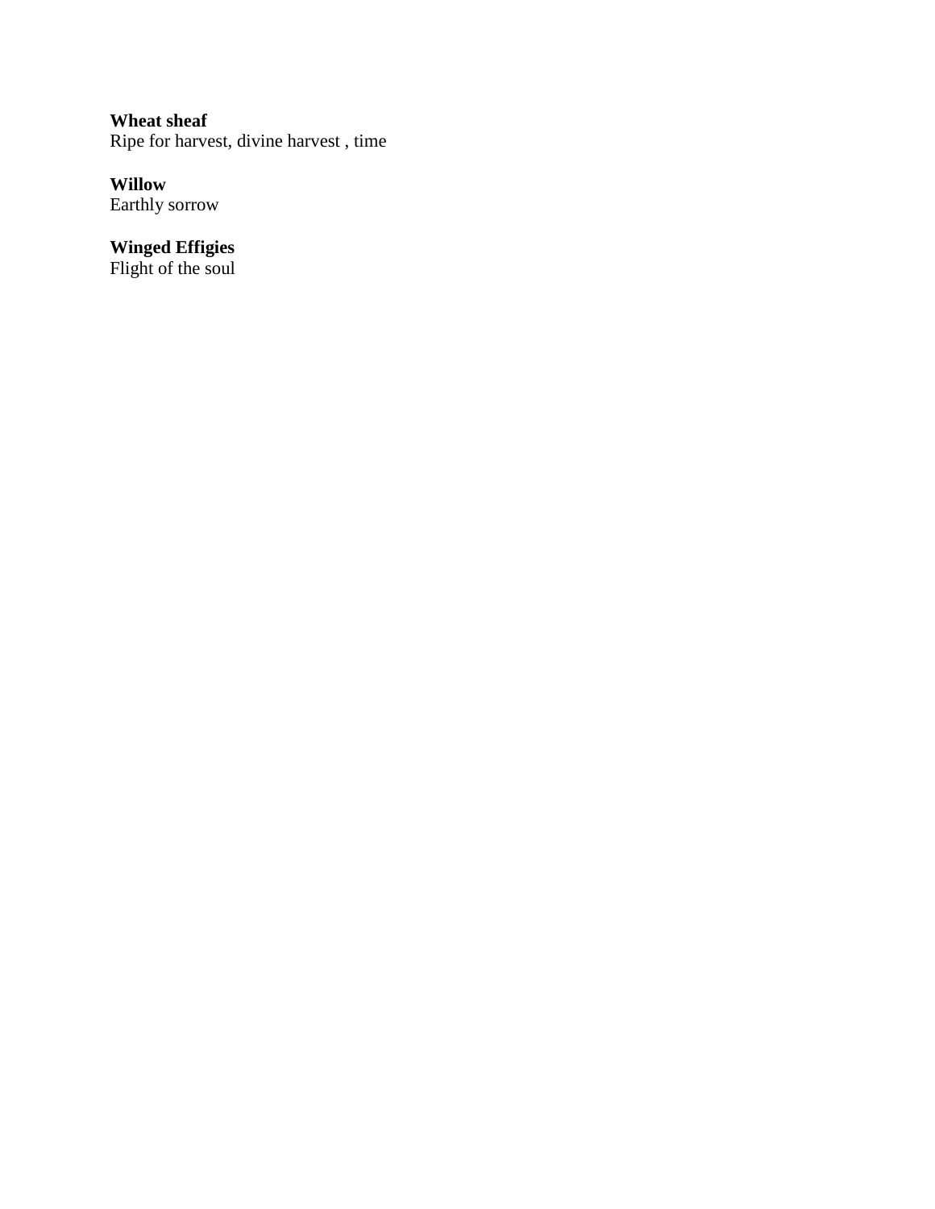**Wheat sheaf**
Ripe for harvest, divine harvest , time

**Willow**
Earthly sorrow

**Winged Effigies**
Flight of the soul